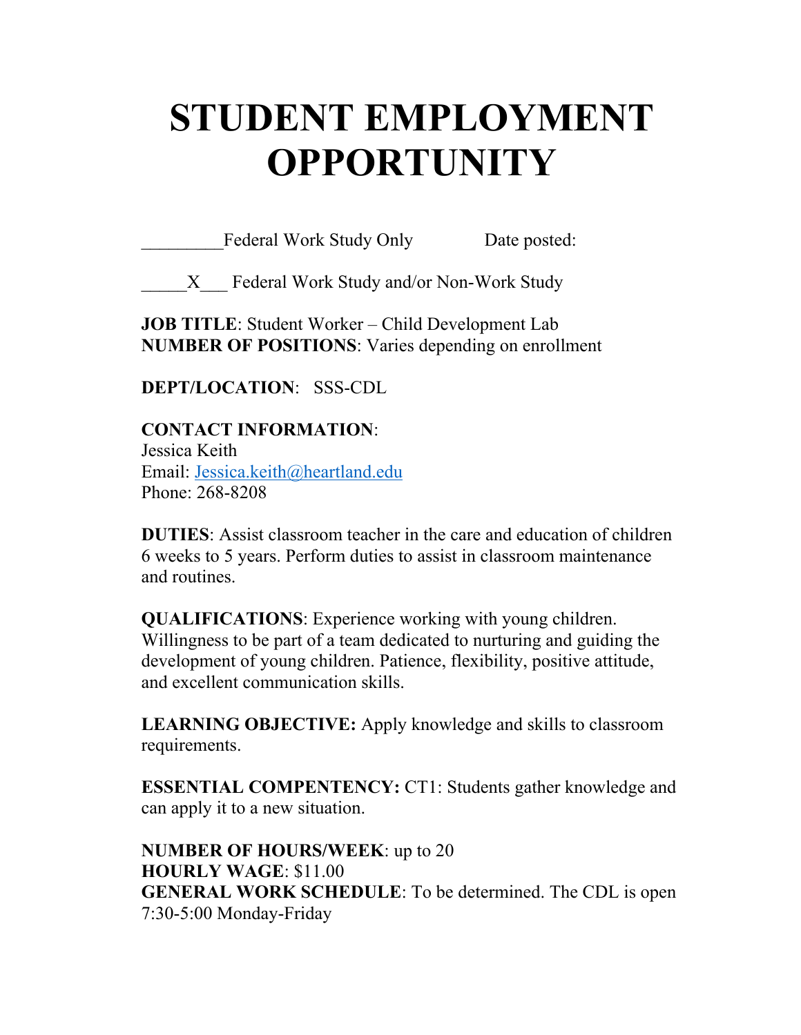# STUDENT EMPLOYMENT OPPORTUNITY

_________Federal Work Study Only          Date posted:

_____X___ Federal Work Study and/or Non-Work Study

**JOB TITLE**: Student Worker – Child Development Lab
**NUMBER OF POSITIONS**: Varies depending on enrollment

**DEPT/LOCATION**: SSS-CDL

**CONTACT INFORMATION**:
Jessica Keith
Email: Jessica.keith@heartland.edu
Phone: 268-8208

**DUTIES**: Assist classroom teacher in the care and education of children 6 weeks to 5 years. Perform duties to assist in classroom maintenance and routines.

**QUALIFICATIONS**: Experience working with young children. Willingness to be part of a team dedicated to nurturing and guiding the development of young children. Patience, flexibility, positive attitude, and excellent communication skills.

**LEARNING OBJECTIVE:** Apply knowledge and skills to classroom requirements.

**ESSENTIAL COMPENTENCY:** CT1: Students gather knowledge and can apply it to a new situation.

**NUMBER OF HOURS/WEEK**: up to 20
**HOURLY WAGE**: $11.00
**GENERAL WORK SCHEDULE**: To be determined. The CDL is open 7:30-5:00 Monday-Friday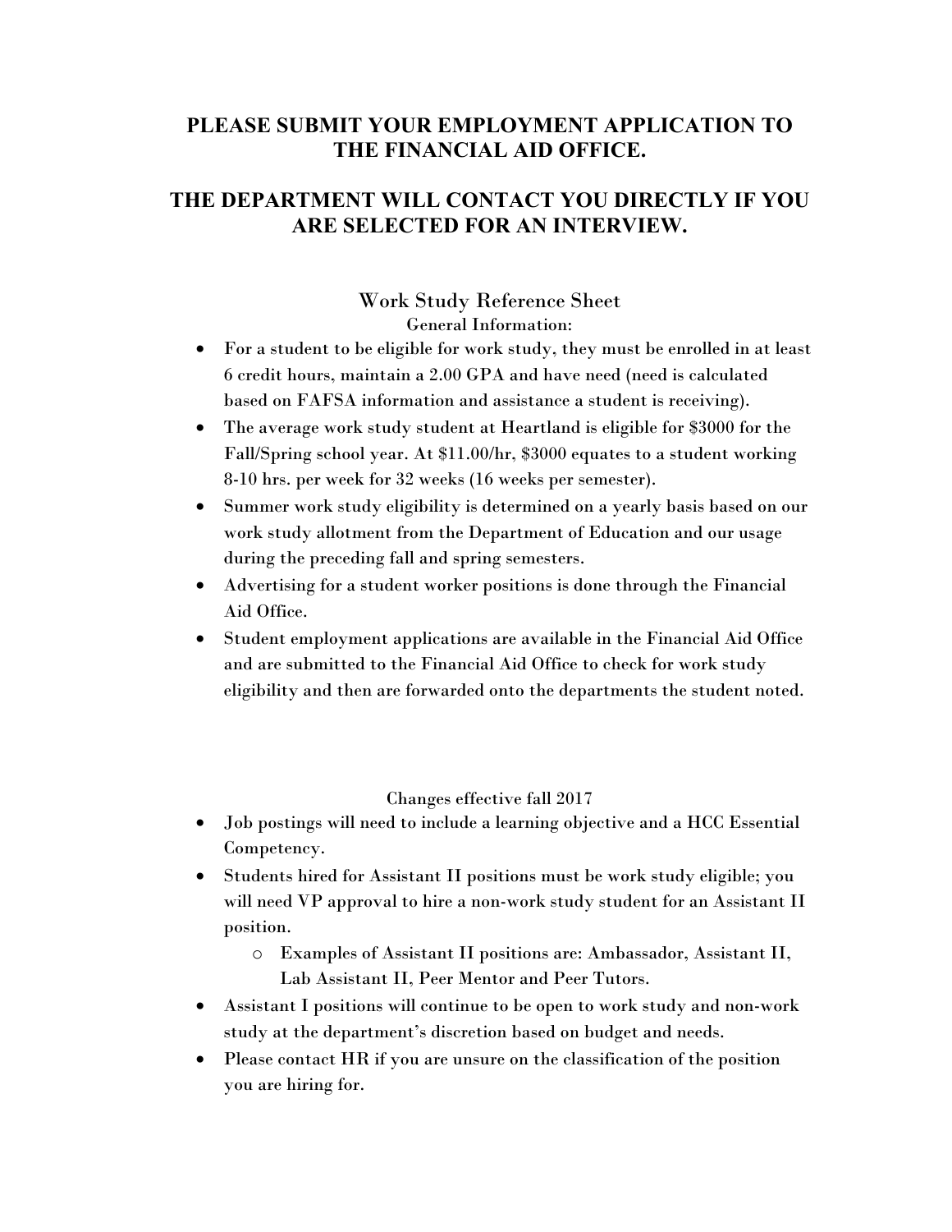**PLEASE SUBMIT YOUR EMPLOYMENT APPLICATION TO THE FINANCIAL AID OFFICE.**

**THE DEPARTMENT WILL CONTACT YOU DIRECTLY IF YOU ARE SELECTED FOR AN INTERVIEW.**

## Work Study Reference Sheet

General Information:

- For a student to be eligible for work study, they must be enrolled in at least 6 credit hours, maintain a 2.00 GPA and have need (need is calculated based on FAFSA information and assistance a student is receiving).
- The average work study student at Heartland is eligible for $3000 for the Fall/Spring school year. At $11.00/hr, $3000 equates to a student working 8-10 hrs. per week for 32 weeks (16 weeks per semester).
- Summer work study eligibility is determined on a yearly basis based on our work study allotment from the Department of Education and our usage during the preceding fall and spring semesters.
- Advertising for a student worker positions is done through the Financial Aid Office.
- Student employment applications are available in the Financial Aid Office and are submitted to the Financial Aid Office to check for work study eligibility and then are forwarded onto the departments the student noted.

Changes effective fall 2017

- Job postings will need to include a learning objective and a HCC Essential Competency.
- Students hired for Assistant II positions must be work study eligible; you will need VP approval to hire a non-work study student for an Assistant II position.
  - Examples of Assistant II positions are: Ambassador, Assistant II, Lab Assistant II, Peer Mentor and Peer Tutors.
- Assistant I positions will continue to be open to work study and non-work study at the department's discretion based on budget and needs.
- Please contact HR if you are unsure on the classification of the position you are hiring for.